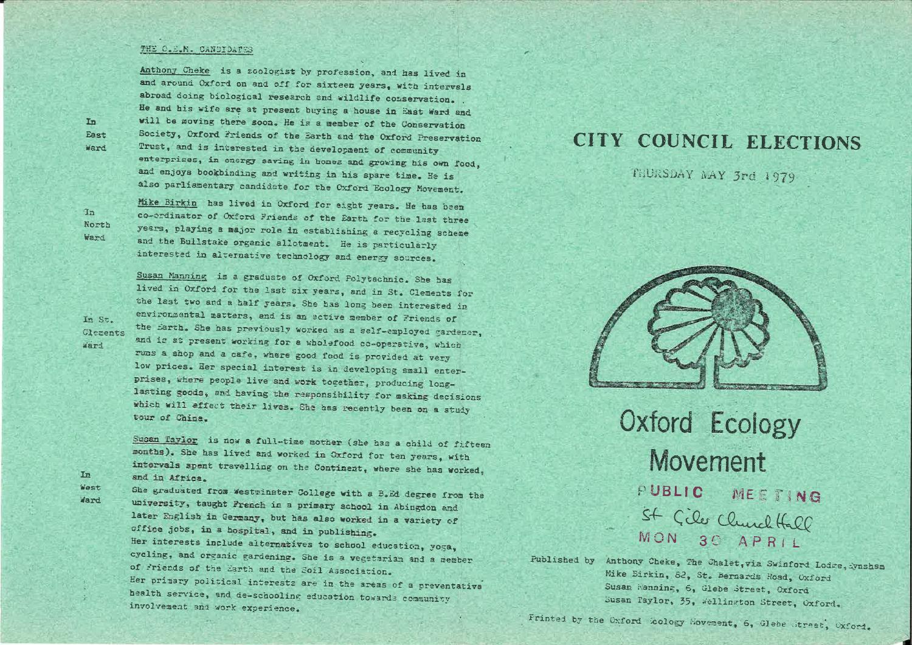THE O.E.M. CANDIDATES

**In East Ward**

Anthony Cheke is a zoologist by profession, and has lived in and around Oxford on and off for sixteen years, with intervals abroad doing biological research and wildlife conservation. He and his wife are at present buying a house in East Ward and will be moving there soon. He is a member of the Conservation Society, Oxford Friends of the Earth and the Oxford Preservation Trust, and is interested in the development of community enterprises, in energy saving in homes and growing his own food, and enjoys bookbinding and writing in his spare time. He is also parliamentary candidate for the Oxford Ecology Movement.

**In North Ward**

Mike Birkin has lived in Oxford for eight years. He has been co-ordinator of Oxford Friends of the Earth for the last three years, playing a major role in establishing a recycling scheme and the Bullstake organic allotment. He is particularly interested in alternative technology and energy sources.

**In St. Clements Ward**

Susan Manning is a graduate of Oxford Polytechnic. She has lived in Oxford for the last six years, and in St. Clements for the last two and a half years. She has long been interested in environmental matters, and is an active member of Friends of the Earth. She has previously worked as a self-employed gardener, and is at present working for a wholefood co-operative, which runs a shop and a cafe, where good food is provided at very low prices. Her special interest is in developing small enterprises, where people live and work together, producing long-lasting goods, and having the responsibility for making decisions which will effect their lives. She has recently been on a study tour of China.

**In West Ward**

Susan Taylor is now a full-time mother (she has a child of fifteen months). She has lived and worked in Oxford for ten years, with intervals spent travelling on the Continent, where she has worked, and in Africa.

She graduated from Westminster College with a B.Ed degree from the university, taught French in a primary school in Abingdon and later English in Germany, but has also worked in a variety of office jobs, in a hospital, and in publishing.

Her interests include alternatives to school education, yoga, cycling, and organic gardening. She is a vegetarian and a member of Friends of the Earth and the Soil Association.

Her primary political interests are in the areas of a preventative health service, and de-schooling education towards community involvement and work experience.

# CITY COUNCIL ELECTIONS

THURSDAY MAY 3rd 1979

## Oxford Ecology Movement

PUBLIC MEETING

St Giles Church Hall

MON 30 APRIL

Published by Anthony Cheke, The Chalet, via Swinford Lodge, Eynsham
Mike Birkin, 82, St. Bernards Road, Oxford
Susan Manning, 6, Glebe Street, Oxford
Susan Taylor, 35, Wellington Street, Oxford.

Printed by the Oxford Ecology Movement, 6, Glebe Street, Oxford.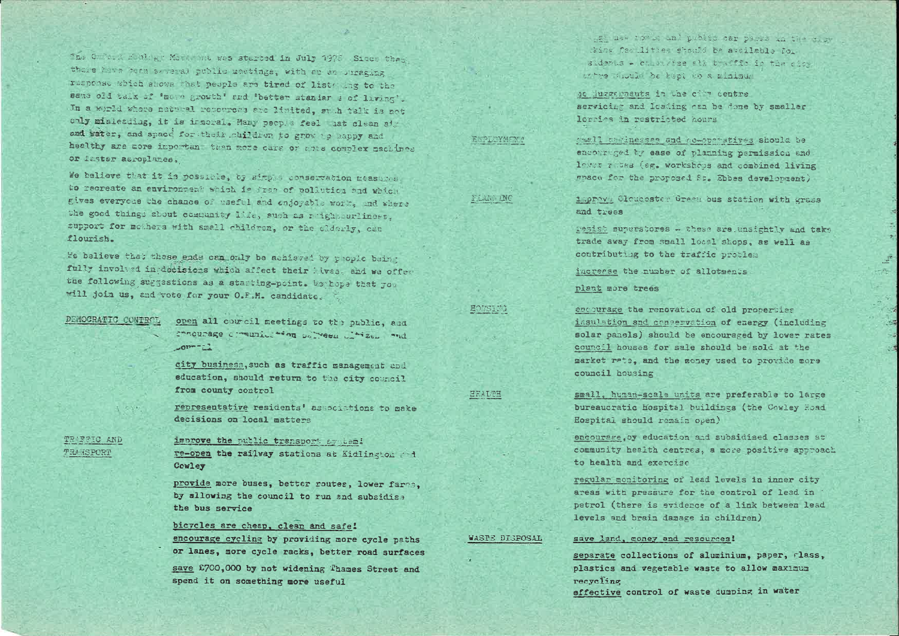The Oxford Ecology Movement was started in July 1975. Since then there have been several public meetings, with an encouraging response which shows that people are tired of listening to the same old talk of 'more growth' and 'better standards of living'. In a world where natural resources are limited, such talk is not only misleading, it is immoral. Many people feel that clean air and water, and space for their children to grow up happy and healthy are more important than more cars or more complex machines or faster aeroplanes.

We believe that it is possible, by simple conservation measures, to recreate an environment which is free of pollution and which gives everyone the chance of useful and enjoyable work, and where the good things about community life, such as neighbourliness, support for mothers with small children, or the elderly, can flourish.

We believe that these ends can only be achieved by people being fully involved in decisions which affect their lives, and we offer the following suggestions as a starting-point. We hope that you will join us, and vote for your O.E.M. candidate.

DEMOCRATIC CONTROL

open all council meetings to the public, and encourage communication between citizens and council

city business, such as traffic management and education, should return to the city council from county control

representative residents' associations to make decisions on local matters

TRAFFIC AND TRANSPORT

improve the public transport system!

re-open the railway stations at Kidlington and Cowley

provide more buses, better routes, lower fares, by allowing the council to run and subsidise the bus service

bicycles are cheap, clean and safe!

encourage cycling by providing more cycle paths or lanes, more cycle racks, better road surfaces

save £700,000 by not widening Thames Street and spend it on something more useful

no new road and public car parks in the city; parking facilities should be available for residents - otherwise all traffic in the city centre should be kept to a minimum

no juggernauts in the city centre: servicing and loading can be done by smaller lorries in restricted hours

EMPLOYMENT

small businesses and co-operatives should be encouraged by ease of planning permission and lower rates (eg. workshops and combined living space for the proposed St. Ebbes development)

PLANNING

improve Gloucester Green bus station with grass and trees

resist superstores - these are unsightly and take trade away from small local shops, as well as contributing to the traffic problem

increase the number of allotments

plant more trees

HOUSING

encourage the renovation of old properties

insulation and conservation of energy (including solar panels) should be encouraged by lower rates

council houses for sale should be sold at the market rate, and the money used to provide more council housing

HEALTH

small, human-scale units are preferable to large bureaucratic Hospital buildings (the Cowley Road Hospital should remain open)

encourage, by education and subsidised classes at community health centres, a more positive approach to health and exercise

regular monitoring of lead levels in inner city areas with pressure for the control of lead in petrol (there is evidence of a link between lead levels and brain damage in children)

WASTE DISPOSAL

save land, money and resources!

separate collections of aluminium, paper, glass, plastics and vegetable waste to allow maximum recycling

effective control of waste dumping in water